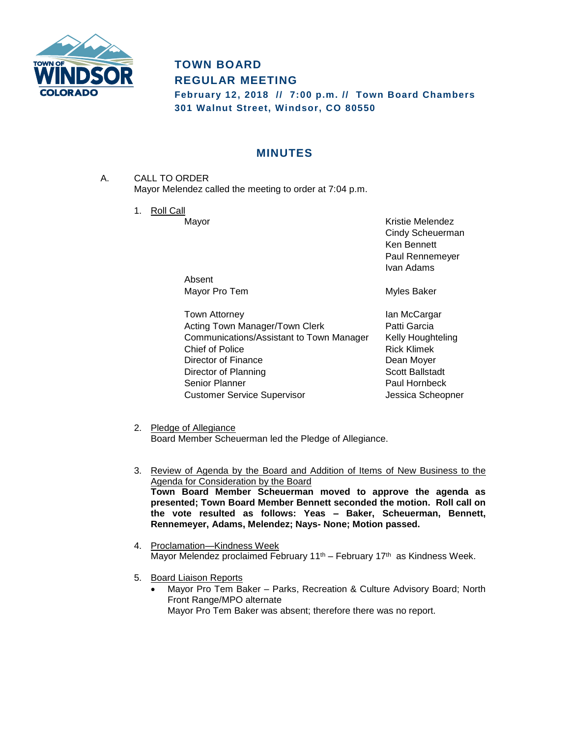# TOWN BOARD
# REGULAR MEETING

**February 12, 2018 // 7:00 p.m. // Town Board Chambers**
**301 Walnut Street, Windsor, CO 80550**

## MINUTES

A. CALL TO ORDER
Mayor Melendez called the meeting to order at 7:04 p.m.

1. Roll Call

| | |
|---|---|
| Mayor | Kristie Melendez |
| | Cindy Scheuerman |
| | Ken Bennett |
| | Paul Rennemeyer |
| | Ivan Adams |
| Absent | |
| Mayor Pro Tem | Myles Baker |
| | |
| Town Attorney | Ian McCargar |
| Acting Town Manager/Town Clerk | Patti Garcia |
| Communications/Assistant to Town Manager | Kelly Houghteling |
| Chief of Police | Rick Klimek |
| Director of Finance | Dean Moyer |
| Director of Planning | Scott Ballstadt |
| Senior Planner | Paul Hornbeck |
| Customer Service Supervisor | Jessica Scheopner |

2. Pledge of Allegiance
Board Member Scheuerman led the Pledge of Allegiance.

3. Review of Agenda by the Board and Addition of Items of New Business to the Agenda for Consideration by the Board
**Town Board Member Scheuerman moved to approve the agenda as presented; Town Board Member Bennett seconded the motion. Roll call on the vote resulted as follows: Yeas – Baker, Scheuerman, Bennett, Rennemeyer, Adams, Melendez; Nays- None; Motion passed.**

4. Proclamation—Kindness Week
Mayor Melendez proclaimed February 11th – February 17th as Kindness Week.

5. Board Liaison Reports
   - Mayor Pro Tem Baker – Parks, Recreation & Culture Advisory Board; North Front Range/MPO alternate
     Mayor Pro Tem Baker was absent; therefore there was no report.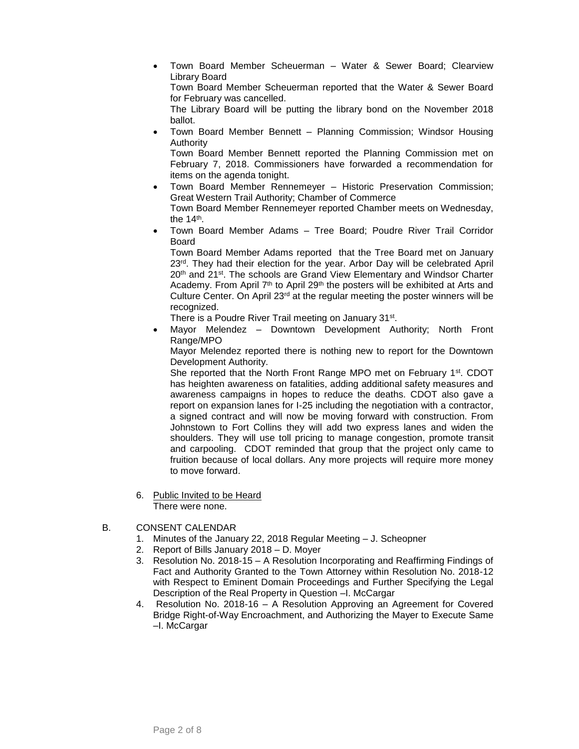- Town Board Member Scheuerman – Water & Sewer Board; Clearview Library Board
  Town Board Member Scheuerman reported that the Water & Sewer Board for February was cancelled.
  The Library Board will be putting the library bond on the November 2018 ballot.
- Town Board Member Bennett – Planning Commission; Windsor Housing Authority
  Town Board Member Bennett reported the Planning Commission met on February 7, 2018. Commissioners have forwarded a recommendation for items on the agenda tonight.
- Town Board Member Rennemeyer – Historic Preservation Commission; Great Western Trail Authority; Chamber of Commerce
  Town Board Member Rennemeyer reported Chamber meets on Wednesday, the 14th.
- Town Board Member Adams – Tree Board; Poudre River Trail Corridor Board
  Town Board Member Adams reported that the Tree Board met on January 23rd. They had their election for the year. Arbor Day will be celebrated April 20th and 21st. The schools are Grand View Elementary and Windsor Charter Academy. From April 7th to April 29th the posters will be exhibited at Arts and Culture Center. On April 23rd at the regular meeting the poster winners will be recognized.
  There is a Poudre River Trail meeting on January 31st.
- Mayor Melendez – Downtown Development Authority; North Front Range/MPO
  Mayor Melendez reported there is nothing new to report for the Downtown Development Authority.
  She reported that the North Front Range MPO met on February 1st. CDOT has heighten awareness on fatalities, adding additional safety measures and awareness campaigns in hopes to reduce the deaths. CDOT also gave a report on expansion lanes for I-25 including the negotiation with a contractor, a signed contract and will now be moving forward with construction. From Johnstown to Fort Collins they will add two express lanes and widen the shoulders. They will use toll pricing to manage congestion, promote transit and carpooling. CDOT reminded that group that the project only came to fruition because of local dollars. Any more projects will require more money to move forward.

6. Public Invited to be Heard
   There were none.

B. CONSENT CALENDAR
   1. Minutes of the January 22, 2018 Regular Meeting – J. Scheopner
   2. Report of Bills January 2018 – D. Moyer
   3. Resolution No. 2018-15 – A Resolution Incorporating and Reaffirming Findings of Fact and Authority Granted to the Town Attorney within Resolution No. 2018-12 with Respect to Eminent Domain Proceedings and Further Specifying the Legal Description of the Real Property in Question –I. McCargar
   4. Resolution No. 2018-16 – A Resolution Approving an Agreement for Covered Bridge Right-of-Way Encroachment, and Authorizing the Mayer to Execute Same –I. McCargar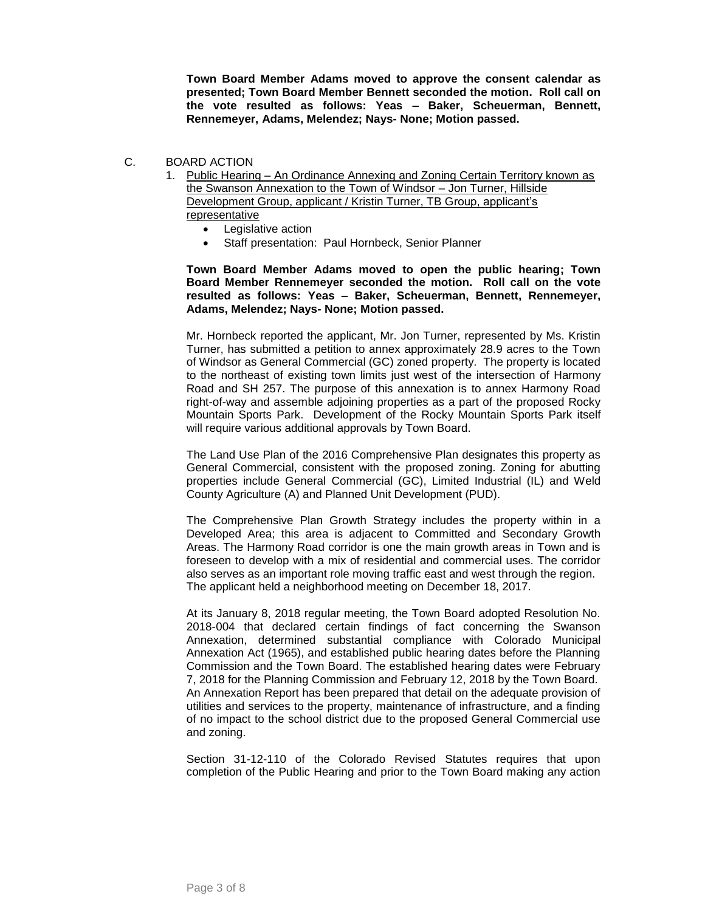**Town Board Member Adams moved to approve the consent calendar as presented; Town Board Member Bennett seconded the motion. Roll call on the vote resulted as follows: Yeas – Baker, Scheuerman, Bennett, Rennemeyer, Adams, Melendez; Nays- None; Motion passed.**

C. BOARD ACTION

1. Public Hearing – An Ordinance Annexing and Zoning Certain Territory known as the Swanson Annexation to the Town of Windsor – Jon Turner, Hillside Development Group, applicant / Kristin Turner, TB Group, applicant's representative
   - Legislative action
   - Staff presentation: Paul Hornbeck, Senior Planner

**Town Board Member Adams moved to open the public hearing; Town Board Member Rennemeyer seconded the motion. Roll call on the vote resulted as follows: Yeas – Baker, Scheuerman, Bennett, Rennemeyer, Adams, Melendez; Nays- None; Motion passed.**

Mr. Hornbeck reported the applicant, Mr. Jon Turner, represented by Ms. Kristin Turner, has submitted a petition to annex approximately 28.9 acres to the Town of Windsor as General Commercial (GC) zoned property. The property is located to the northeast of existing town limits just west of the intersection of Harmony Road and SH 257. The purpose of this annexation is to annex Harmony Road right-of-way and assemble adjoining properties as a part of the proposed Rocky Mountain Sports Park. Development of the Rocky Mountain Sports Park itself will require various additional approvals by Town Board.

The Land Use Plan of the 2016 Comprehensive Plan designates this property as General Commercial, consistent with the proposed zoning. Zoning for abutting properties include General Commercial (GC), Limited Industrial (IL) and Weld County Agriculture (A) and Planned Unit Development (PUD).

The Comprehensive Plan Growth Strategy includes the property within in a Developed Area; this area is adjacent to Committed and Secondary Growth Areas. The Harmony Road corridor is one the main growth areas in Town and is foreseen to develop with a mix of residential and commercial uses. The corridor also serves as an important role moving traffic east and west through the region. The applicant held a neighborhood meeting on December 18, 2017.

At its January 8, 2018 regular meeting, the Town Board adopted Resolution No. 2018-004 that declared certain findings of fact concerning the Swanson Annexation, determined substantial compliance with Colorado Municipal Annexation Act (1965), and established public hearing dates before the Planning Commission and the Town Board. The established hearing dates were February 7, 2018 for the Planning Commission and February 12, 2018 by the Town Board. An Annexation Report has been prepared that detail on the adequate provision of utilities and services to the property, maintenance of infrastructure, and a finding of no impact to the school district due to the proposed General Commercial use and zoning.

Section 31-12-110 of the Colorado Revised Statutes requires that upon completion of the Public Hearing and prior to the Town Board making any action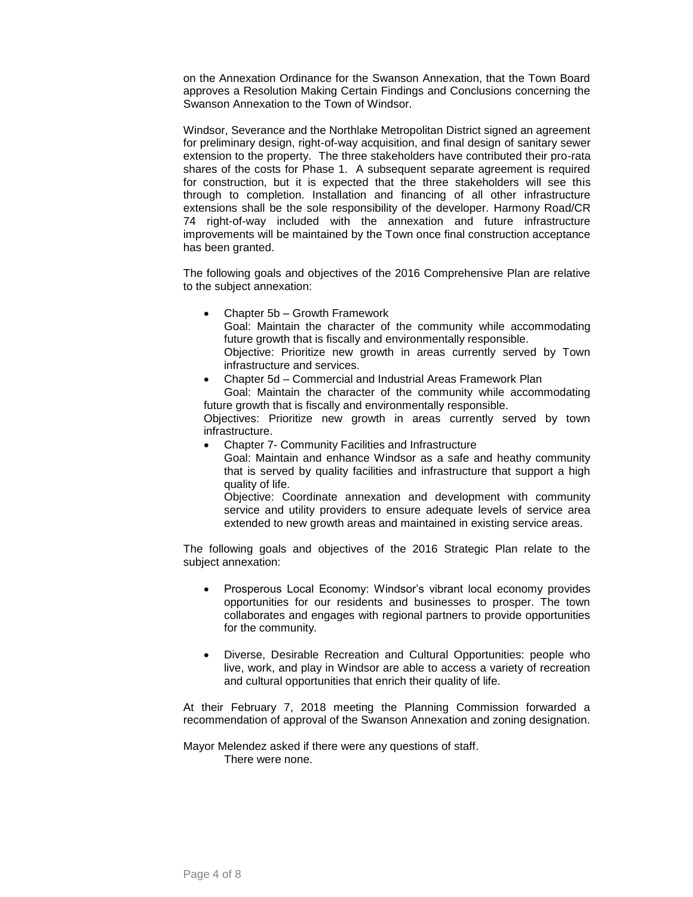on the Annexation Ordinance for the Swanson Annexation, that the Town Board approves a Resolution Making Certain Findings and Conclusions concerning the Swanson Annexation to the Town of Windsor.

Windsor, Severance and the Northlake Metropolitan District signed an agreement for preliminary design, right-of-way acquisition, and final design of sanitary sewer extension to the property. The three stakeholders have contributed their pro-rata shares of the costs for Phase 1. A subsequent separate agreement is required for construction, but it is expected that the three stakeholders will see this through to completion. Installation and financing of all other infrastructure extensions shall be the sole responsibility of the developer. Harmony Road/CR 74 right-of-way included with the annexation and future infrastructure improvements will be maintained by the Town once final construction acceptance has been granted.

The following goals and objectives of the 2016 Comprehensive Plan are relative to the subject annexation:

- Chapter 5b – Growth Framework
  Goal: Maintain the character of the community while accommodating future growth that is fiscally and environmentally responsible.
  Objective: Prioritize new growth in areas currently served by Town infrastructure and services.
- Chapter 5d – Commercial and Industrial Areas Framework Plan
  Goal: Maintain the character of the community while accommodating future growth that is fiscally and environmentally responsible.
  Objectives: Prioritize new growth in areas currently served by town infrastructure.
- Chapter 7- Community Facilities and Infrastructure
  Goal: Maintain and enhance Windsor as a safe and heathy community that is served by quality facilities and infrastructure that support a high quality of life.
  Objective: Coordinate annexation and development with community service and utility providers to ensure adequate levels of service area extended to new growth areas and maintained in existing service areas.

The following goals and objectives of the 2016 Strategic Plan relate to the subject annexation:

- Prosperous Local Economy: Windsor's vibrant local economy provides opportunities for our residents and businesses to prosper. The town collaborates and engages with regional partners to provide opportunities for the community.

- Diverse, Desirable Recreation and Cultural Opportunities: people who live, work, and play in Windsor are able to access a variety of recreation and cultural opportunities that enrich their quality of life.

At their February 7, 2018 meeting the Planning Commission forwarded a recommendation of approval of the Swanson Annexation and zoning designation.

Mayor Melendez asked if there were any questions of staff.
There were none.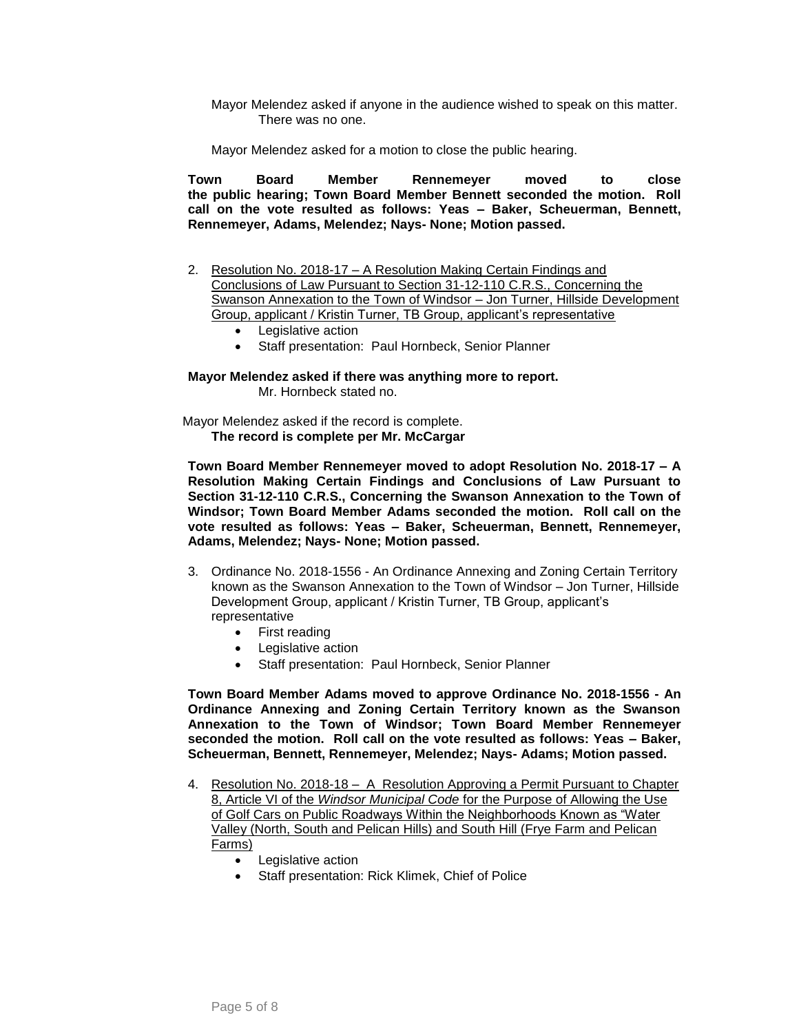Mayor Melendez asked if anyone in the audience wished to speak on this matter.
There was no one.

Mayor Melendez asked for a motion to close the public hearing.

**Town Board Member Rennemeyer moved to close the public hearing; Town Board Member Bennett seconded the motion. Roll call on the vote resulted as follows: Yeas – Baker, Scheuerman, Bennett, Rennemeyer, Adams, Melendez; Nays- None; Motion passed.**

2. Resolution No. 2018-17 – A Resolution Making Certain Findings and Conclusions of Law Pursuant to Section 31-12-110 C.R.S., Concerning the Swanson Annexation to the Town of Windsor – Jon Turner, Hillside Development Group, applicant / Kristin Turner, TB Group, applicant's representative
   - Legislative action
   - Staff presentation: Paul Hornbeck, Senior Planner

**Mayor Melendez asked if there was anything more to report.**
Mr. Hornbeck stated no.

Mayor Melendez asked if the record is complete.
**The record is complete per Mr. McCargar**

**Town Board Member Rennemeyer moved to adopt Resolution No. 2018-17 – A Resolution Making Certain Findings and Conclusions of Law Pursuant to Section 31-12-110 C.R.S., Concerning the Swanson Annexation to the Town of Windsor; Town Board Member Adams seconded the motion. Roll call on the vote resulted as follows: Yeas – Baker, Scheuerman, Bennett, Rennemeyer, Adams, Melendez; Nays- None; Motion passed.**

3. Ordinance No. 2018-1556 - An Ordinance Annexing and Zoning Certain Territory known as the Swanson Annexation to the Town of Windsor – Jon Turner, Hillside Development Group, applicant / Kristin Turner, TB Group, applicant's representative
   - First reading
   - Legislative action
   - Staff presentation: Paul Hornbeck, Senior Planner

**Town Board Member Adams moved to approve Ordinance No. 2018-1556 - An Ordinance Annexing and Zoning Certain Territory known as the Swanson Annexation to the Town of Windsor; Town Board Member Rennemeyer seconded the motion. Roll call on the vote resulted as follows: Yeas – Baker, Scheuerman, Bennett, Rennemeyer, Melendez; Nays- Adams; Motion passed.**

4. Resolution No. 2018-18 – A Resolution Approving a Permit Pursuant to Chapter 8, Article VI of the *Windsor Municipal Code* for the Purpose of Allowing the Use of Golf Cars on Public Roadways Within the Neighborhoods Known as "Water Valley (North, South and Pelican Hills) and South Hill (Frye Farm and Pelican Farms)
   - Legislative action
   - Staff presentation: Rick Klimek, Chief of Police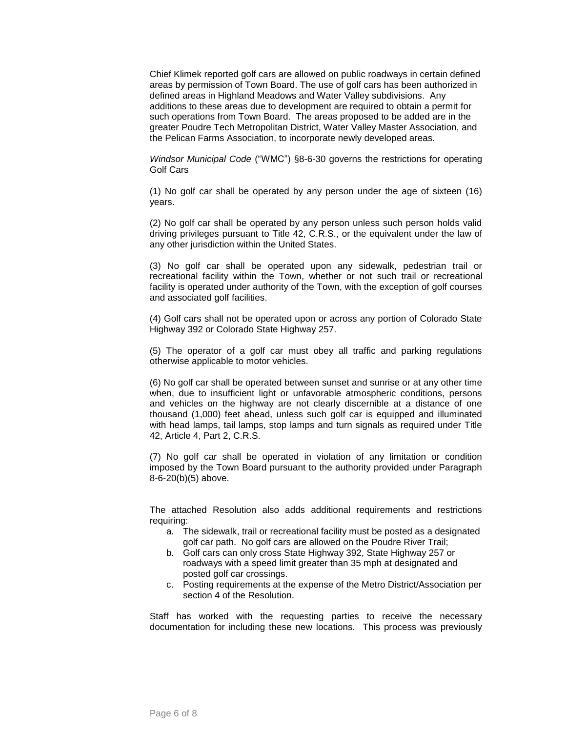Chief Klimek reported golf cars are allowed on public roadways in certain defined areas by permission of Town Board. The use of golf cars has been authorized in defined areas in Highland Meadows and Water Valley subdivisions. Any additions to these areas due to development are required to obtain a permit for such operations from Town Board. The areas proposed to be added are in the greater Poudre Tech Metropolitan District, Water Valley Master Association, and the Pelican Farms Association, to incorporate newly developed areas.

*Windsor Municipal Code* ("WMC") §8-6-30 governs the restrictions for operating Golf Cars

(1) No golf car shall be operated by any person under the age of sixteen (16) years.

(2) No golf car shall be operated by any person unless such person holds valid driving privileges pursuant to Title 42, C.R.S., or the equivalent under the law of any other jurisdiction within the United States.

(3) No golf car shall be operated upon any sidewalk, pedestrian trail or recreational facility within the Town, whether or not such trail or recreational facility is operated under authority of the Town, with the exception of golf courses and associated golf facilities.

(4) Golf cars shall not be operated upon or across any portion of Colorado State Highway 392 or Colorado State Highway 257.

(5) The operator of a golf car must obey all traffic and parking regulations otherwise applicable to motor vehicles.

(6) No golf car shall be operated between sunset and sunrise or at any other time when, due to insufficient light or unfavorable atmospheric conditions, persons and vehicles on the highway are not clearly discernible at a distance of one thousand (1,000) feet ahead, unless such golf car is equipped and illuminated with head lamps, tail lamps, stop lamps and turn signals as required under Title 42, Article 4, Part 2, C.R.S.

(7) No golf car shall be operated in violation of any limitation or condition imposed by the Town Board pursuant to the authority provided under Paragraph 8-6-20(b)(5) above.

The attached Resolution also adds additional requirements and restrictions requiring:

a. The sidewalk, trail or recreational facility must be posted as a designated golf car path. No golf cars are allowed on the Poudre River Trail;
b. Golf cars can only cross State Highway 392, State Highway 257 or roadways with a speed limit greater than 35 mph at designated and posted golf car crossings.
c. Posting requirements at the expense of the Metro District/Association per section 4 of the Resolution.

Staff has worked with the requesting parties to receive the necessary documentation for including these new locations. This process was previously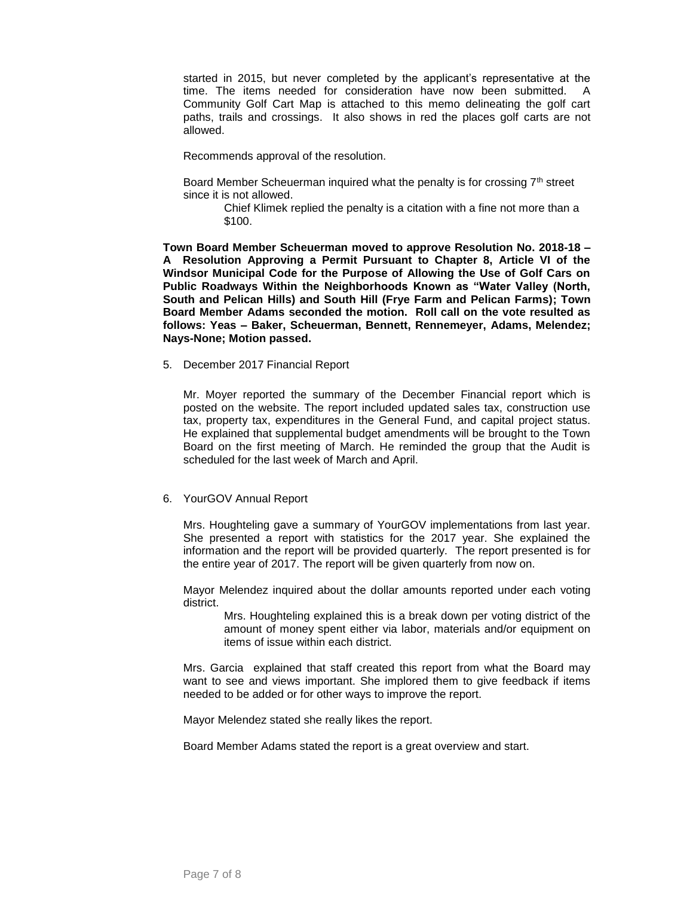started in 2015, but never completed by the applicant's representative at the time. The items needed for consideration have now been submitted. A Community Golf Cart Map is attached to this memo delineating the golf cart paths, trails and crossings. It also shows in red the places golf carts are not allowed.

Recommends approval of the resolution.

Board Member Scheuerman inquired what the penalty is for crossing 7th street since it is not allowed.

> Chief Klimek replied the penalty is a citation with a fine not more than a $100.

**Town Board Member Scheuerman moved to approve Resolution No. 2018-18 – A Resolution Approving a Permit Pursuant to Chapter 8, Article VI of the Windsor Municipal Code for the Purpose of Allowing the Use of Golf Cars on Public Roadways Within the Neighborhoods Known as "Water Valley (North, South and Pelican Hills) and South Hill (Frye Farm and Pelican Farms); Town Board Member Adams seconded the motion. Roll call on the vote resulted as follows: Yeas – Baker, Scheuerman, Bennett, Rennemeyer, Adams, Melendez; Nays-None; Motion passed.**

5. December 2017 Financial Report

Mr. Moyer reported the summary of the December Financial report which is posted on the website. The report included updated sales tax, construction use tax, property tax, expenditures in the General Fund, and capital project status. He explained that supplemental budget amendments will be brought to the Town Board on the first meeting of March. He reminded the group that the Audit is scheduled for the last week of March and April.

6. YourGOV Annual Report

Mrs. Houghteling gave a summary of YourGOV implementations from last year. She presented a report with statistics for the 2017 year. She explained the information and the report will be provided quarterly. The report presented is for the entire year of 2017. The report will be given quarterly from now on.

Mayor Melendez inquired about the dollar amounts reported under each voting district.

> Mrs. Houghteling explained this is a break down per voting district of the amount of money spent either via labor, materials and/or equipment on items of issue within each district.

Mrs. Garcia explained that staff created this report from what the Board may want to see and views important. She implored them to give feedback if items needed to be added or for other ways to improve the report.

Mayor Melendez stated she really likes the report.

Board Member Adams stated the report is a great overview and start.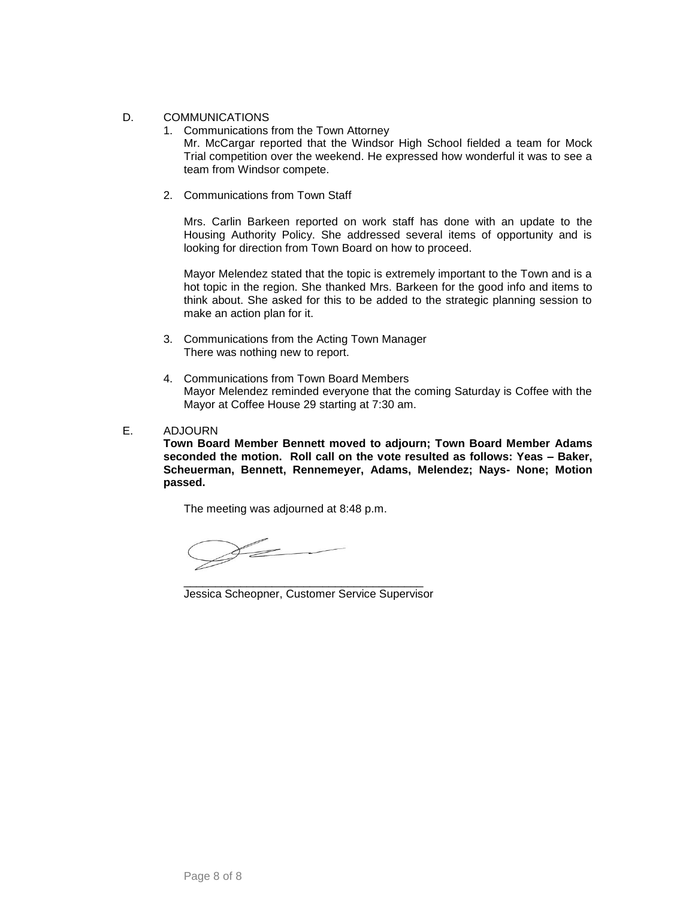D. COMMUNICATIONS

1. Communications from the Town Attorney
   Mr. McCargar reported that the Windsor High School fielded a team for Mock Trial competition over the weekend. He expressed how wonderful it was to see a team from Windsor compete.

2. Communications from Town Staff

   Mrs. Carlin Barkeen reported on work staff has done with an update to the Housing Authority Policy. She addressed several items of opportunity and is looking for direction from Town Board on how to proceed.

   Mayor Melendez stated that the topic is extremely important to the Town and is a hot topic in the region. She thanked Mrs. Barkeen for the good info and items to think about. She asked for this to be added to the strategic planning session to make an action plan for it.

3. Communications from the Acting Town Manager
   There was nothing new to report.

4. Communications from Town Board Members
   Mayor Melendez reminded everyone that the coming Saturday is Coffee with the Mayor at Coffee House 29 starting at 7:30 am.

E. ADJOURN

**Town Board Member Bennett moved to adjourn; Town Board Member Adams seconded the motion. Roll call on the vote resulted as follows: Yeas – Baker, Scheuerman, Bennett, Rennemeyer, Adams, Melendez; Nays- None; Motion passed.**

The meeting was adjourned at 8:48 p.m.

\_\_\_\_\_\_\_\_\_\_\_\_\_\_\_\_\_\_\_\_\_\_\_\_\_\_\_\_\_\_\_\_\_\_\_\_\_\_

Jessica Scheopner, Customer Service Supervisor